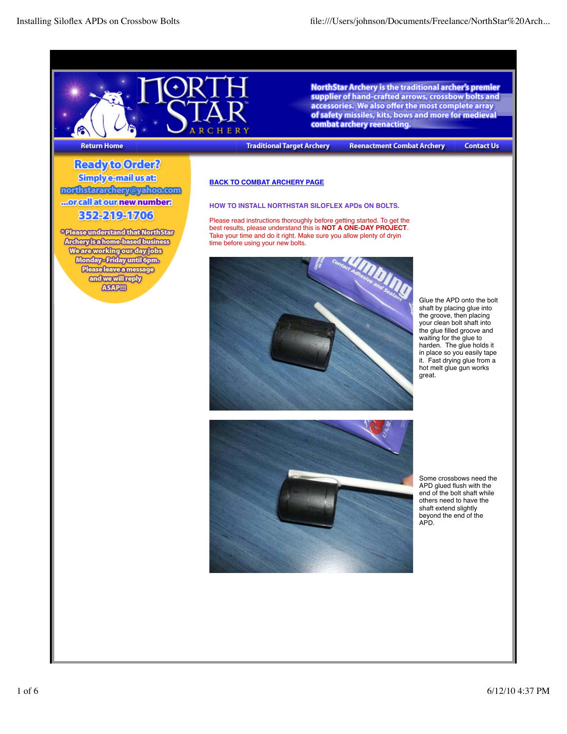NorthStar Archery is the traditional archer's premier supplier of hand-crafted arrows, crossbow bolts and accessories. We also offer the most complete array of safety missiles, kits, bows and more for medieval combat archery reenacting.

Return Home | Traditional Target Archery | Reenactment Combat Archery | Contact Us

**Ready to Order?**
**Simply e-mail us at:**
**northstararchery@yahoo.com**
**...or call at our new number:**
**352-219-1706**

*Please understand that NorthStar Archery is a home-based business. We are working our day jobs Monday - Friday until 6pm. Please leave a message and we will reply ASAP!!!

**BACK TO COMBAT ARCHERY PAGE**

**HOW TO INSTALL NORTHSTAR SILOFLEX APDs ON BOLTS.**

Please read instructions thoroughly before getting started. To get the best results, please understand this is **NOT A ONE-DAY PROJECT**. Take your time and do it right. Make sure you allow plenty of dryin time before using your new bolts.

Glue the APD onto the bolt shaft by placing glue into the groove, then placing your clean bolt shaft into the glue filled groove and waiting for the glue to harden. The glue holds it in place so you easily tape it. Fast drying glue from a hot melt glue gun works great.

Some crossbows need the APD glued flush with the end of the bolt shaft while others need to have the shaft extend slightly beyond the end of the APD.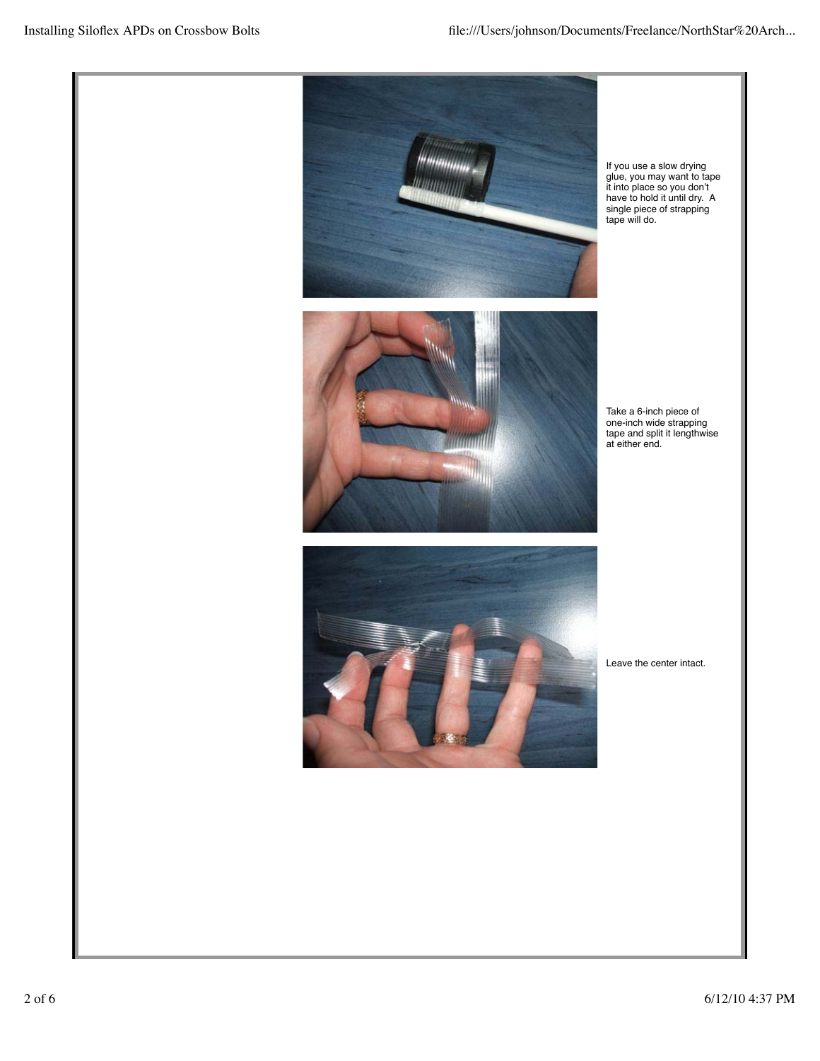If you use a slow drying glue, you may want to tape it into place so you don't have to hold it until dry. A single piece of strapping tape will do.

Take a 6-inch piece of one-inch wide strapping tape and split it lengthwise at either end.

Leave the center intact.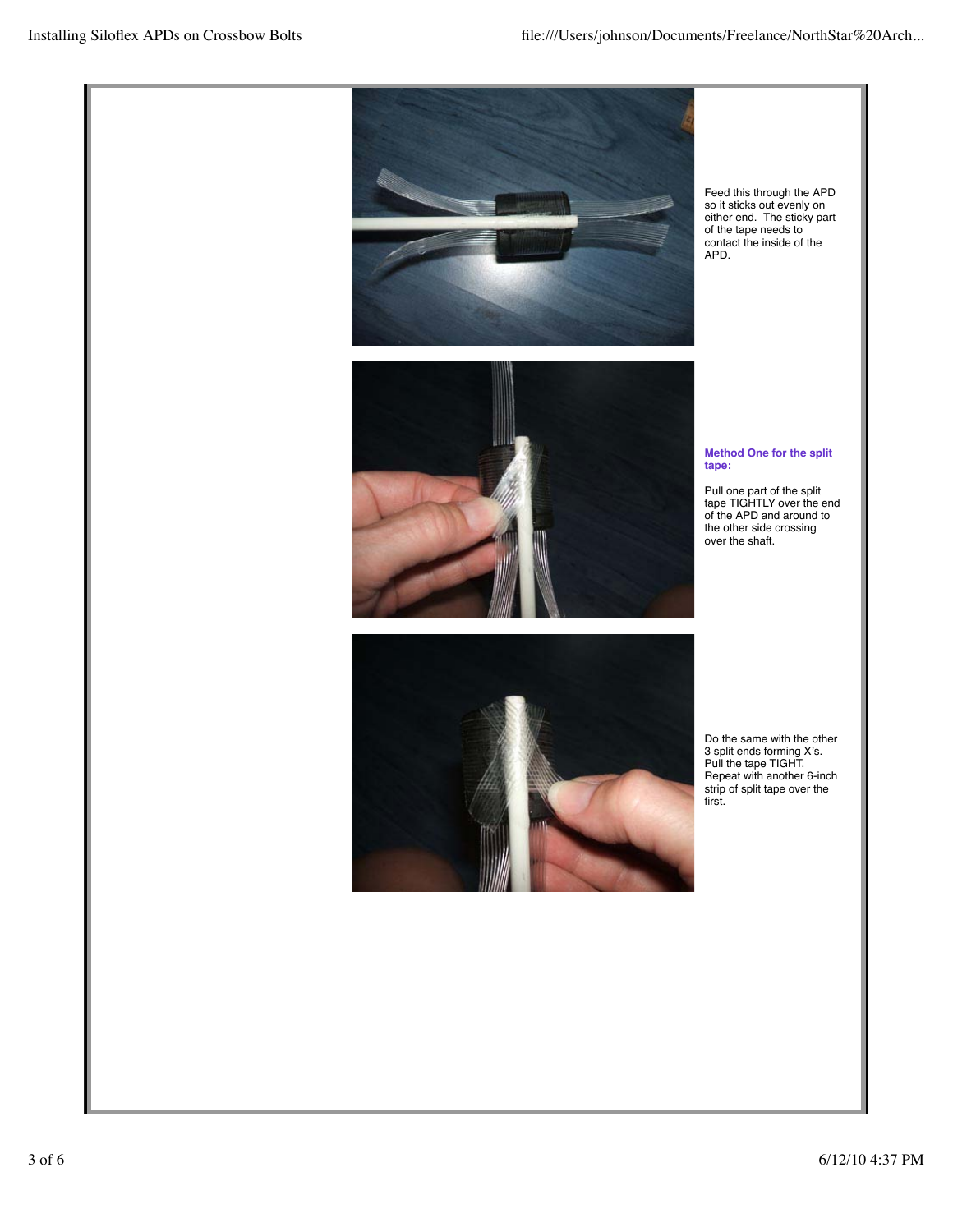Feed this through the APD so it sticks out evenly on either end. The sticky part of the tape needs to contact the inside of the APD.

**Method One for the split tape:**

Pull one part of the split tape TIGHTLY over the end of the APD and around to the other side crossing over the shaft.

Do the same with the other 3 split ends forming X's. Pull the tape TIGHT. Repeat with another 6-inch strip of split tape over the first.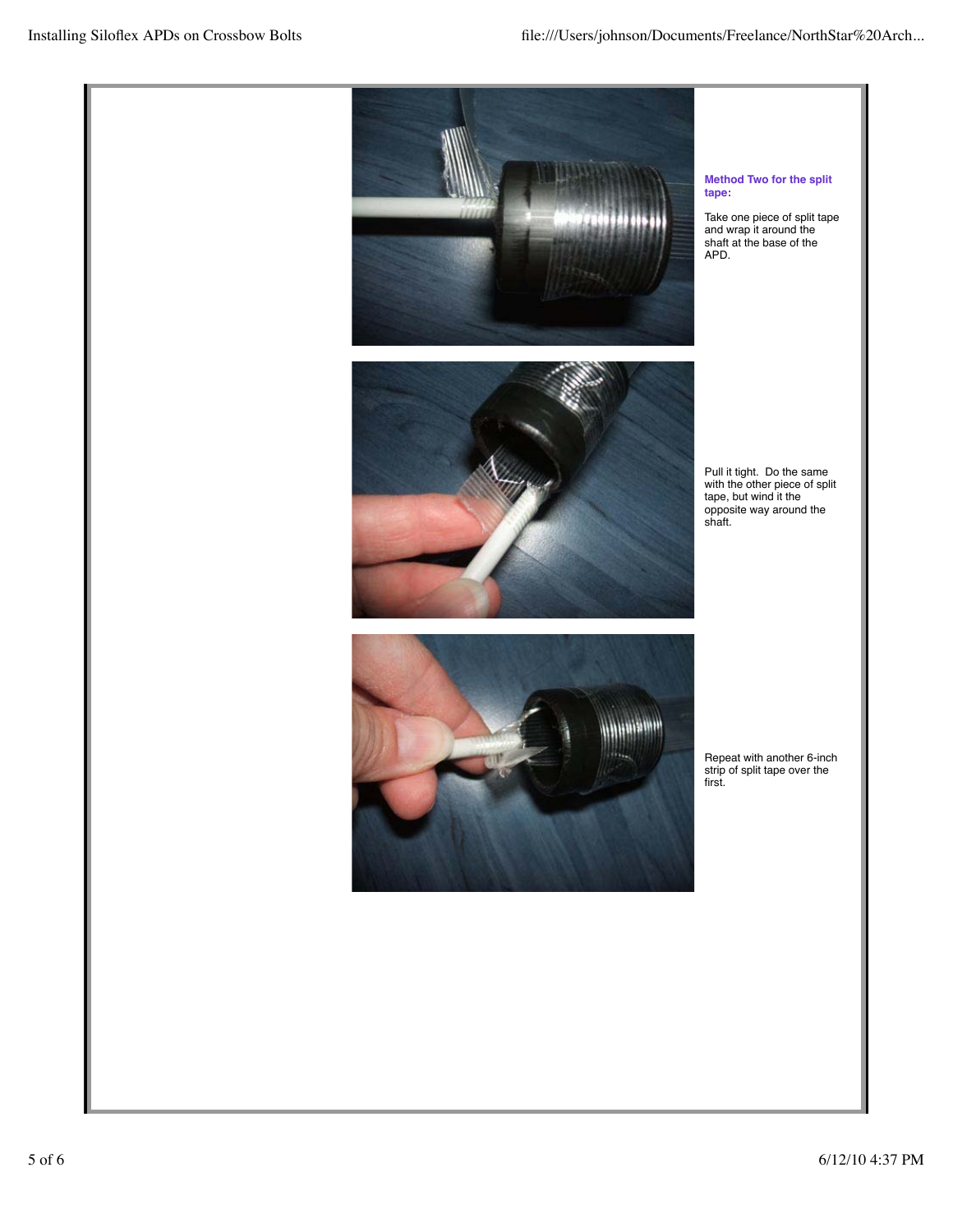**Method Two for the split tape:**

Take one piece of split tape and wrap it around the shaft at the base of the APD.

Pull it tight. Do the same with the other piece of split tape, but wind it the opposite way around the shaft.

Repeat with another 6-inch strip of split tape over the first.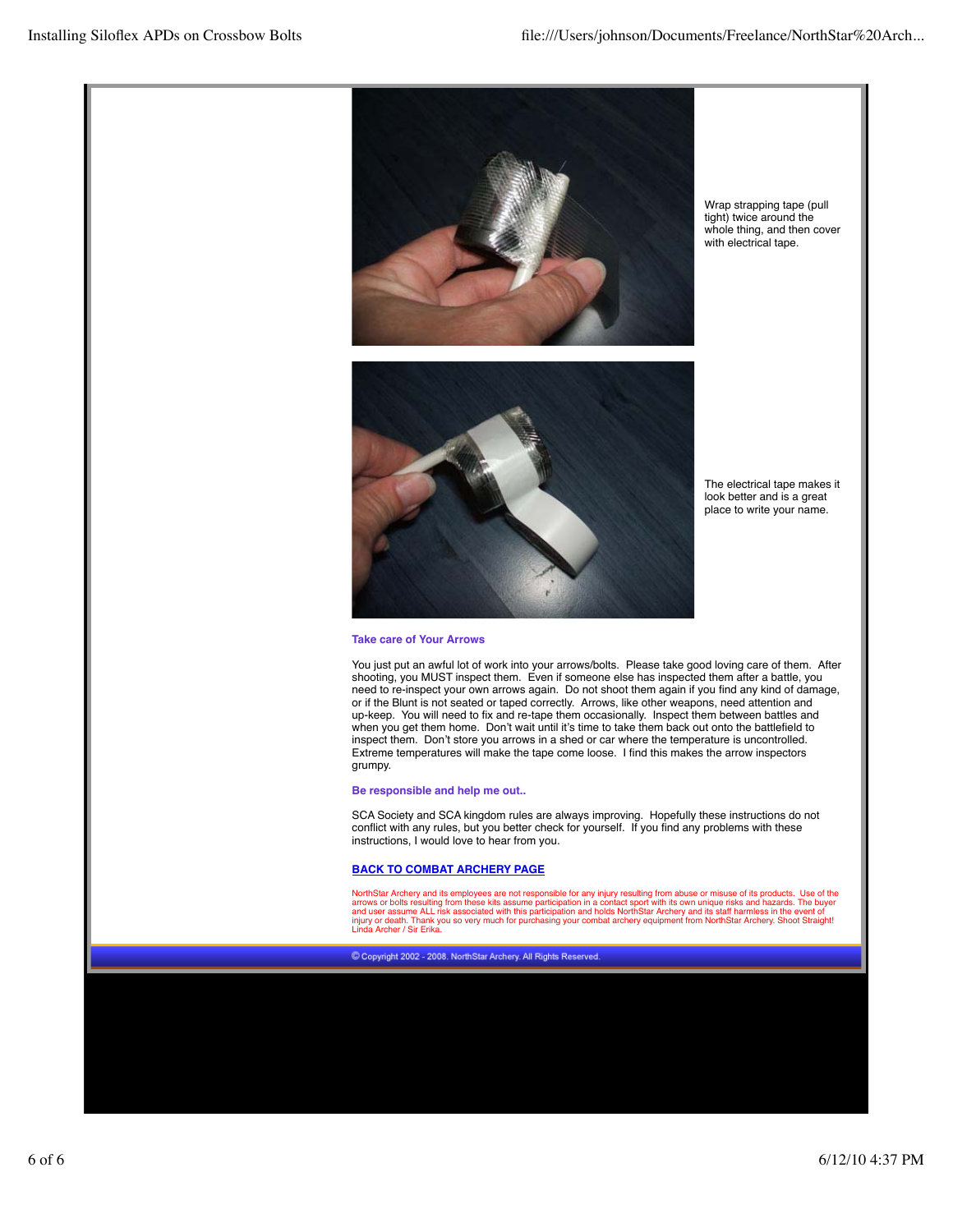Wrap strapping tape (pull tight) twice around the whole thing, and then cover with electrical tape.

The electrical tape makes it look better and is a great place to write your name.

### Take care of Your Arrows

You just put an awful lot of work into your arrows/bolts. Please take good loving care of them. After shooting, you MUST inspect them. Even if someone else has inspected them after a battle, you need to re-inspect your own arrows again. Do not shoot them again if you find any kind of damage, or if the Blunt is not seated or taped correctly. Arrows, like other weapons, need attention and up-keep. You will need to fix and re-tape them occasionally. Inspect them between battles and when you get them home. Don't wait until it's time to take them back out onto the battlefield to inspect them. Don't store you arrows in a shed or car where the temperature is uncontrolled. Extreme temperatures will make the tape come loose. I find this makes the arrow inspectors grumpy.

### Be responsible and help me out..

SCA Society and SCA kingdom rules are always improving. Hopefully these instructions do not conflict with any rules, but you better check for yourself. If you find any problems with these instructions, I would love to hear from you.

**BACK TO COMBAT ARCHERY PAGE**

NorthStar Archery and its employees are not responsible for any injury resulting from abuse or misuse of its products. Use of the arrows or bolts resulting from these kits assume participation in a contact sport with its own unique risks and hazards. The buyer and user assume ALL risk associated with this participation and holds NorthStar Archery and its staff harmless in the event of injury or death. Thank you so very much for purchasing your combat archery equipment from NorthStar Archery. Shoot Straight! Linda Archer / Sir Erika.

© Copyright 2002 - 2008. NorthStar Archery. All Rights Reserved.